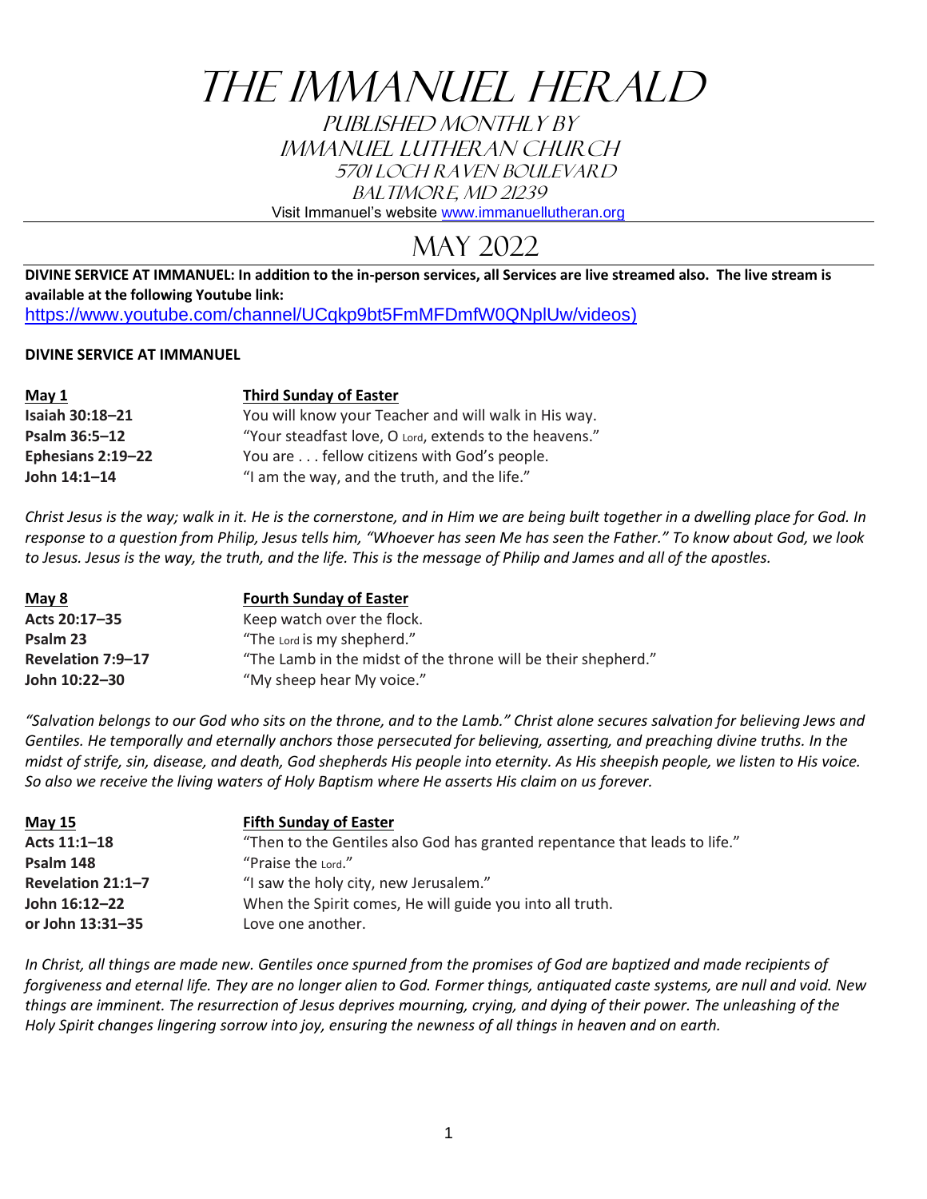# The Immanuel Herald

Published Monthly by
Immanuel Lutheran Church
5701 Loch Raven Boulevard
Baltimore, MD 21239

Visit Immanuel's website www.immanuellutheran.org

# May 2022

**DIVINE SERVICE AT IMMANUEL: In addition to the in-person services, all Services are live streamed also. The live stream is available at the following Youtube link:**
https://www.youtube.com/channel/UCqkp9bt5FmMFDmfW0QNplUw/videos)

**DIVINE SERVICE AT IMMANUEL**

| **May 1** | **Third Sunday of Easter** |
|---|---|
| **Isaiah 30:18–21** | You will know your Teacher and will walk in His way. |
| **Psalm 36:5–12** | "Your steadfast love, O Lord, extends to the heavens." |
| **Ephesians 2:19–22** | You are . . . fellow citizens with God's people. |
| **John 14:1–14** | "I am the way, and the truth, and the life." |

*Christ Jesus is the way; walk in it. He is the cornerstone, and in Him we are being built together in a dwelling place for God. In response to a question from Philip, Jesus tells him, "Whoever has seen Me has seen the Father." To know about God, we look to Jesus. Jesus is the way, the truth, and the life. This is the message of Philip and James and all of the apostles.*

| **May 8** | **Fourth Sunday of Easter** |
|---|---|
| **Acts 20:17–35** | Keep watch over the flock. |
| **Psalm 23** | "The Lord is my shepherd." |
| **Revelation 7:9–17** | "The Lamb in the midst of the throne will be their shepherd." |
| **John 10:22–30** | "My sheep hear My voice." |

*"Salvation belongs to our God who sits on the throne, and to the Lamb." Christ alone secures salvation for believing Jews and Gentiles. He temporally and eternally anchors those persecuted for believing, asserting, and preaching divine truths. In the midst of strife, sin, disease, and death, God shepherds His people into eternity. As His sheepish people, we listen to His voice. So also we receive the living waters of Holy Baptism where He asserts His claim on us forever.*

| **May 15** | **Fifth Sunday of Easter** |
|---|---|
| **Acts 11:1–18** | "Then to the Gentiles also God has granted repentance that leads to life." |
| **Psalm 148** | "Praise the Lord." |
| **Revelation 21:1–7** | "I saw the holy city, new Jerusalem." |
| **John 16:12–22** | When the Spirit comes, He will guide you into all truth. |
| **or John 13:31–35** | Love one another. |

*In Christ, all things are made new. Gentiles once spurned from the promises of God are baptized and made recipients of forgiveness and eternal life. They are no longer alien to God. Former things, antiquated caste systems, are null and void. New things are imminent. The resurrection of Jesus deprives mourning, crying, and dying of their power. The unleashing of the Holy Spirit changes lingering sorrow into joy, ensuring the newness of all things in heaven and on earth.*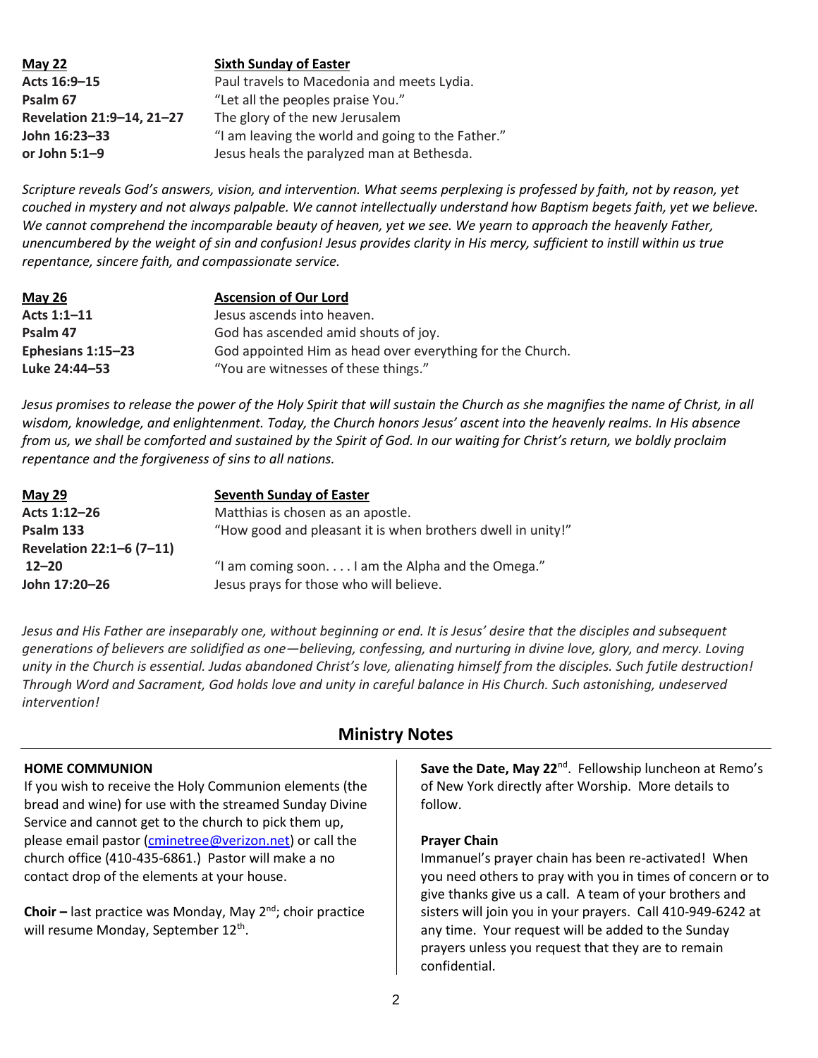**May 22** — **Sixth Sunday of Easter**

**Acts 16:9–15** Paul travels to Macedonia and meets Lydia.
**Psalm 67** "Let all the peoples praise You."
**Revelation 21:9–14, 21–27** The glory of the new Jerusalem
**John 16:23–33** "I am leaving the world and going to the Father."
**or John 5:1–9** Jesus heals the paralyzed man at Bethesda.

*Scripture reveals God's answers, vision, and intervention. What seems perplexing is professed by faith, not by reason, yet couched in mystery and not always palpable. We cannot intellectually understand how Baptism begets faith, yet we believe. We cannot comprehend the incomparable beauty of heaven, yet we see. We yearn to approach the heavenly Father, unencumbered by the weight of sin and confusion! Jesus provides clarity in His mercy, sufficient to instill within us true repentance, sincere faith, and compassionate service.*

**May 26** — **Ascension of Our Lord**

**Acts 1:1–11** Jesus ascends into heaven.
**Psalm 47** God has ascended amid shouts of joy.
**Ephesians 1:15–23** God appointed Him as head over everything for the Church.
**Luke 24:44–53** "You are witnesses of these things."

*Jesus promises to release the power of the Holy Spirit that will sustain the Church as she magnifies the name of Christ, in all wisdom, knowledge, and enlightenment. Today, the Church honors Jesus' ascent into the heavenly realms. In His absence from us, we shall be comforted and sustained by the Spirit of God. In our waiting for Christ's return, we boldly proclaim repentance and the forgiveness of sins to all nations.*

**May 29** — **Seventh Sunday of Easter**

**Acts 1:12–26** Matthias is chosen as an apostle.
**Psalm 133** "How good and pleasant it is when brothers dwell in unity!"
**Revelation 22:1–6 (7–11) 12–20** "I am coming soon. . . . I am the Alpha and the Omega."
**John 17:20–26** Jesus prays for those who will believe.

*Jesus and His Father are inseparably one, without beginning or end. It is Jesus' desire that the disciples and subsequent generations of believers are solidified as one—believing, confessing, and nurturing in divine love, glory, and mercy. Loving unity in the Church is essential. Judas abandoned Christ's love, alienating himself from the disciples. Such futile destruction! Through Word and Sacrament, God holds love and unity in careful balance in His Church. Such astonishing, undeserved intervention!*

## Ministry Notes

**HOME COMMUNION**
If you wish to receive the Holy Communion elements (the bread and wine) for use with the streamed Sunday Divine Service and cannot get to the church to pick them up, please email pastor (cminetree@verizon.net) or call the church office (410-435-6861.) Pastor will make a no contact drop of the elements at your house.

**Choir –** last practice was Monday, May 2nd; choir practice will resume Monday, September 12th.

**Save the Date, May 22nd**. Fellowship luncheon at Remo's of New York directly after Worship. More details to follow.

**Prayer Chain**
Immanuel's prayer chain has been re-activated! When you need others to pray with you in times of concern or to give thanks give us a call. A team of your brothers and sisters will join you in your prayers. Call 410-949-6242 at any time. Your request will be added to the Sunday prayers unless you request that they are to remain confidential.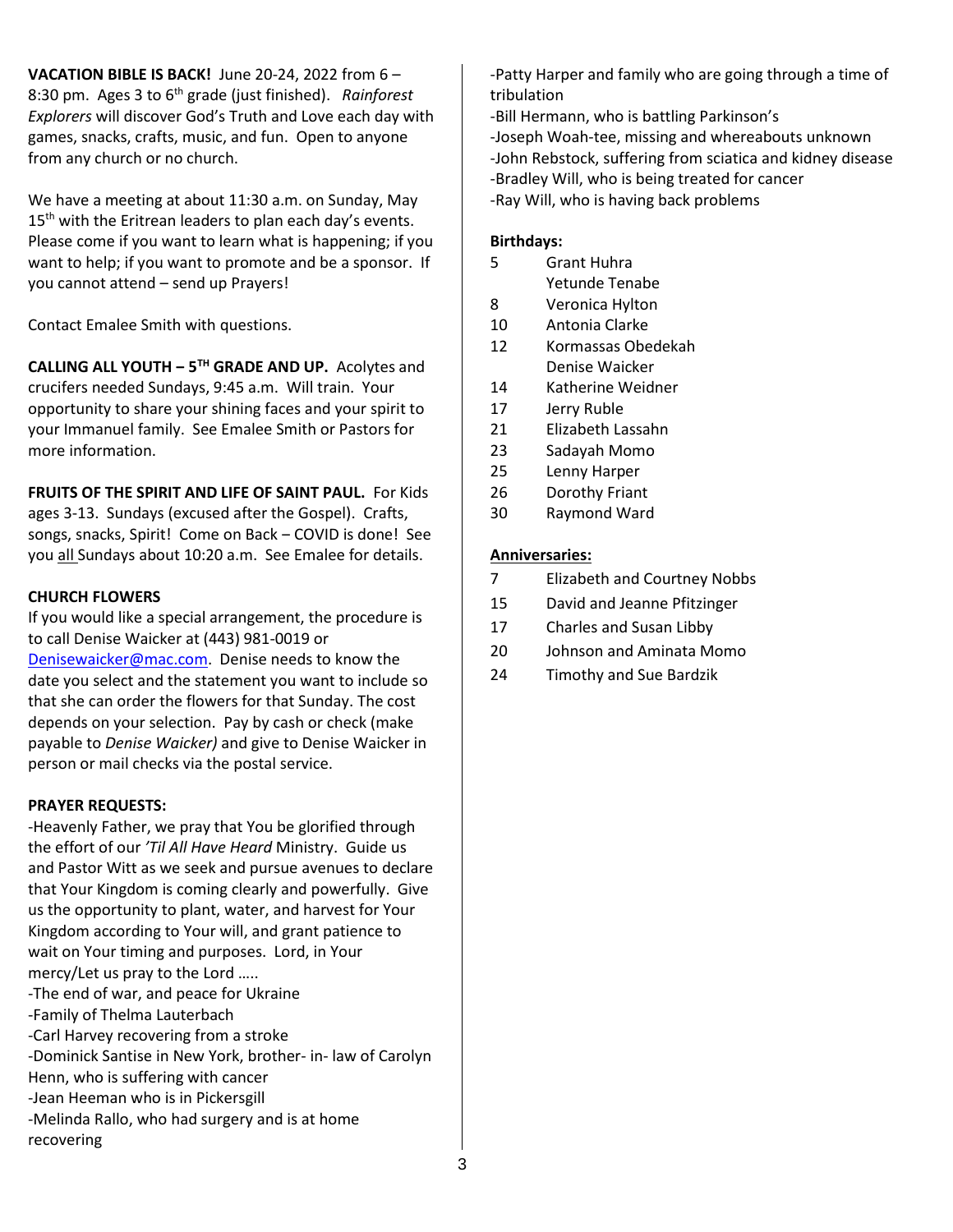**VACATION BIBLE IS BACK!** June 20-24, 2022 from 6 – 8:30 pm. Ages 3 to 6th grade (just finished). *Rainforest Explorers* will discover God's Truth and Love each day with games, snacks, crafts, music, and fun. Open to anyone from any church or no church.

We have a meeting at about 11:30 a.m. on Sunday, May 15th with the Eritrean leaders to plan each day's events. Please come if you want to learn what is happening; if you want to help; if you want to promote and be a sponsor. If you cannot attend – send up Prayers!

Contact Emalee Smith with questions.

**CALLING ALL YOUTH – 5TH GRADE AND UP.** Acolytes and crucifers needed Sundays, 9:45 a.m. Will train. Your opportunity to share your shining faces and your spirit to your Immanuel family. See Emalee Smith or Pastors for more information.

**FRUITS OF THE SPIRIT AND LIFE OF SAINT PAUL.** For Kids ages 3-13. Sundays (excused after the Gospel). Crafts, songs, snacks, Spirit! Come on Back – COVID is done! See you all Sundays about 10:20 a.m. See Emalee for details.

**CHURCH FLOWERS**

If you would like a special arrangement, the procedure is to call Denise Waicker at (443) 981-0019 or Denisewaicker@mac.com. Denise needs to know the date you select and the statement you want to include so that she can order the flowers for that Sunday. The cost depends on your selection. Pay by cash or check (make payable to *Denise Waicker)* and give to Denise Waicker in person or mail checks via the postal service.

**PRAYER REQUESTS:**

-Heavenly Father, we pray that You be glorified through the effort of our *'Til All Have Heard* Ministry. Guide us and Pastor Witt as we seek and pursue avenues to declare that Your Kingdom is coming clearly and powerfully. Give us the opportunity to plant, water, and harvest for Your Kingdom according to Your will, and grant patience to wait on Your timing and purposes. Lord, in Your mercy/Let us pray to the Lord …..
-The end of war, and peace for Ukraine
-Family of Thelma Lauterbach
-Carl Harvey recovering from a stroke
-Dominick Santise in New York, brother- in- law of Carolyn Henn, who is suffering with cancer
-Jean Heeman who is in Pickersgill
-Melinda Rallo, who had surgery and is at home recovering
-Patty Harper and family who are going through a time of tribulation
-Bill Hermann, who is battling Parkinson's
-Joseph Woah-tee, missing and whereabouts unknown
-John Rebstock, suffering from sciatica and kidney disease
-Bradley Will, who is being treated for cancer
-Ray Will, who is having back problems

**Birthdays:**

| | |
|---|---|
| 5 | Grant Huhra |
| | Yetunde Tenabe |
| 8 | Veronica Hylton |
| 10 | Antonia Clarke |
| 12 | Kormassas Obedekah |
| | Denise Waicker |
| 14 | Katherine Weidner |
| 17 | Jerry Ruble |
| 21 | Elizabeth Lassahn |
| 23 | Sadayah Momo |
| 25 | Lenny Harper |
| 26 | Dorothy Friant |
| 30 | Raymond Ward |

**Anniversaries:**

| | |
|---|---|
| 7 | Elizabeth and Courtney Nobbs |
| 15 | David and Jeanne Pfitzinger |
| 17 | Charles and Susan Libby |
| 20 | Johnson and Aminata Momo |
| 24 | Timothy and Sue Bardzik |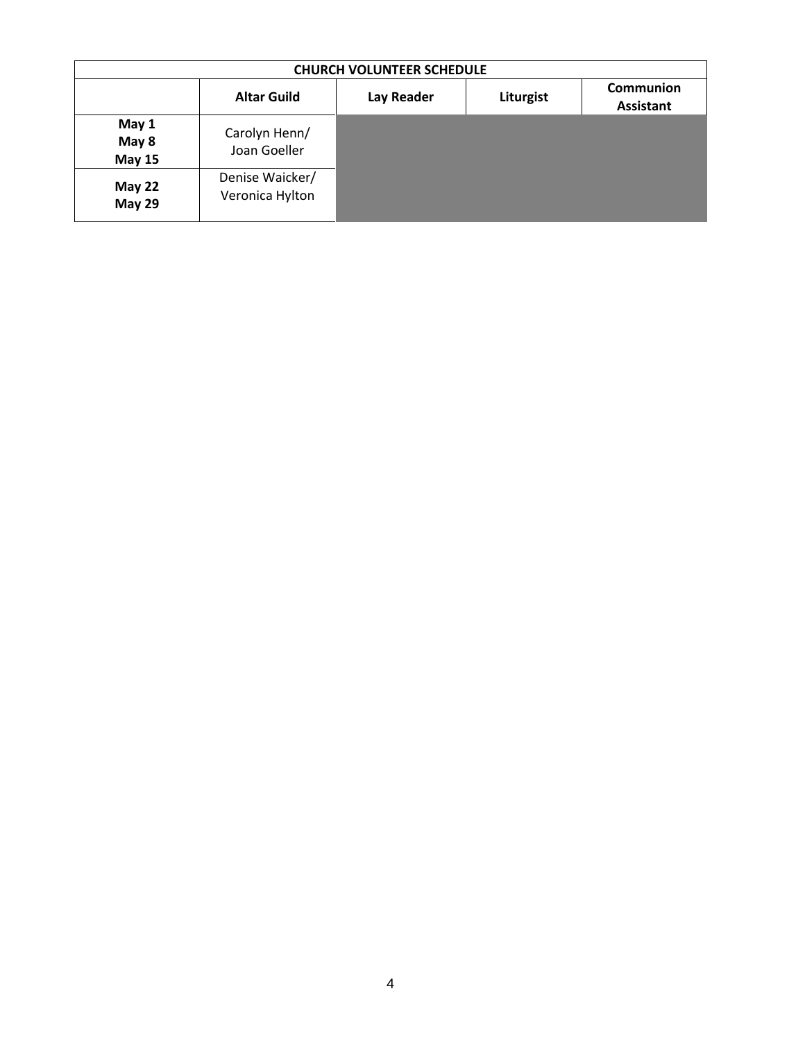| CHURCH VOLUNTEER SCHEDULE | | | | |
|---|---|---|---|---|
| | **Altar Guild** | **Lay Reader** | **Liturgist** | **Communion Assistant** |
| **May 1**<br>**May 8**<br>**May 15** | Carolyn Henn/<br>Joan Goeller | | | |
| **May 22**<br>**May 29** | Denise Waicker/<br>Veronica Hylton | | | |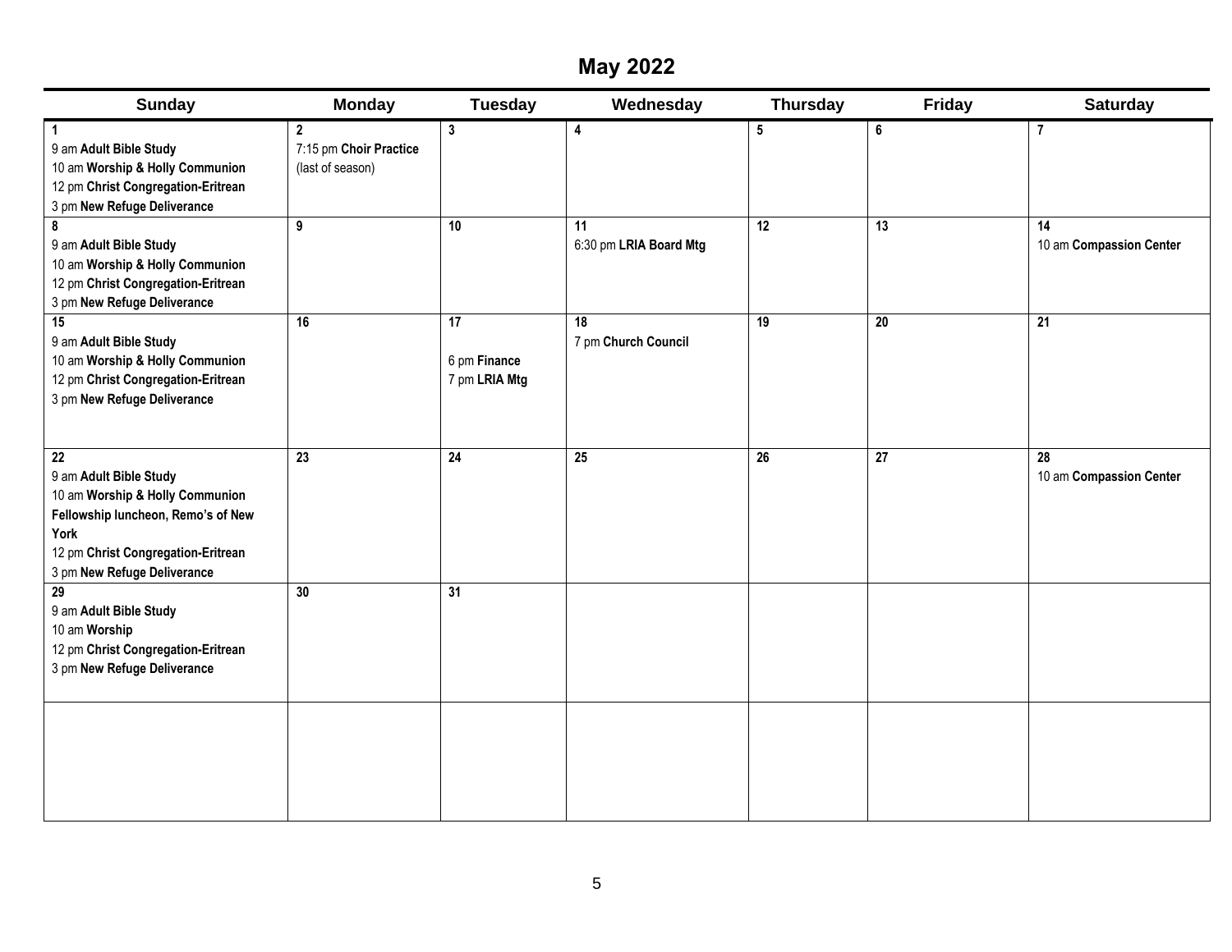# May 2022

| Sunday | Monday | Tuesday | Wednesday | Thursday | Friday | Saturday |
|---|---|---|---|---|---|---|
| **1**<br>9 am **Adult Bible Study**<br>10 am **Worship & Holly Communion**<br>12 pm **Christ Congregation-Eritrean**<br>3 pm **New Refuge Deliverance** | **2**<br>7:15 pm **Choir Practice**<br>(last of season) | **3** | **4** | **5** | **6** | **7** |
| **8**<br>9 am **Adult Bible Study**<br>10 am **Worship & Holly Communion**<br>12 pm **Christ Congregation-Eritrean**<br>3 pm **New Refuge Deliverance** | **9** | **10** | **11**<br>6:30 pm **LRIA Board Mtg** | **12** | **13** | **14**<br>10 am **Compassion Center** |
| **15**<br>9 am **Adult Bible Study**<br>10 am **Worship & Holly Communion**<br>12 pm **Christ Congregation-Eritrean**<br>3 pm **New Refuge Deliverance** | **16** | **17**<br><br>6 pm **Finance**<br>7 pm **LRIA Mtg** | **18**<br>7 pm **Church Council** | **19** | **20** | **21** |
| **22**<br>9 am **Adult Bible Study**<br>10 am **Worship & Holly Communion**<br>**Fellowship luncheon, Remo's of New York**<br>12 pm **Christ Congregation-Eritrean**<br>3 pm **New Refuge Deliverance** | **23** | **24** | **25** | **26** | **27** | **28**<br>10 am **Compassion Center** |
| **29**<br>9 am **Adult Bible Study**<br>10 am **Worship**<br>12 pm **Christ Congregation-Eritrean**<br>3 pm **New Refuge Deliverance** | **30** | **31** | | | | |
| | | | | | | |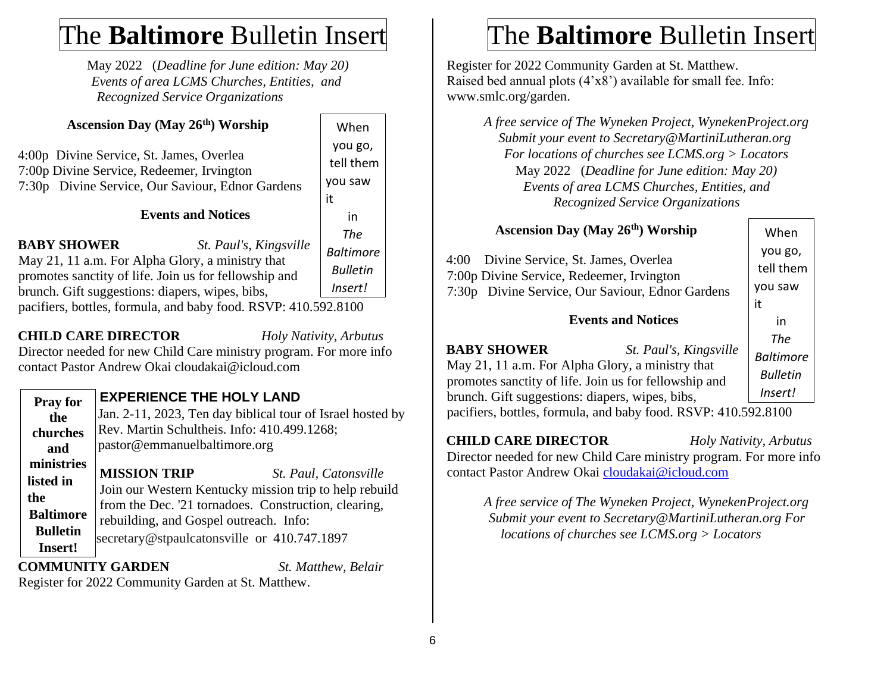# The **Baltimore** Bulletin Insert

May 2022 (*Deadline for June edition: May 20)*
*Events of area LCMS Churches, Entities, and Recognized Service Organizations*

### Ascension Day (May 26th) Worship

4:00p Divine Service, St. James, Overlea
7:00p Divine Service, Redeemer, Irvington
7:30p Divine Service, Our Saviour, Ednor Gardens

When you go, tell them you saw it in *The Baltimore Bulletin Insert!*

### Events and Notices

**BABY SHOWER** *St. Paul's, Kingsville*
May 21, 11 a.m. For Alpha Glory, a ministry that promotes sanctity of life. Join us for fellowship and brunch. Gift suggestions: diapers, wipes, bibs, pacifiers, bottles, formula, and baby food. RSVP: 410.592.8100

**CHILD CARE DIRECTOR** *Holy Nativity, Arbutus*
Director needed for new Child Care ministry program. For more info contact Pastor Andrew Okai cloudakai@icloud.com

**Pray for the churches and ministries listed in the Baltimore Bulletin Insert!**

**EXPERIENCE THE HOLY LAND**
Jan. 2-11, 2023, Ten day biblical tour of Israel hosted by Rev. Martin Schultheis. Info: 410.499.1268; pastor@emmanuelbaltimore.org

**MISSION TRIP** *St. Paul, Catonsville*
Join our Western Kentucky mission trip to help rebuild from the Dec. '21 tornadoes. Construction, clearing, rebuilding, and Gospel outreach. Info: secretary@stpaulcatonsville or 410.747.1897

**COMMUNITY GARDEN** *St. Matthew, Belair*
Register for 2022 Community Garden at St. Matthew. Raised bed annual plots (4'x8') available for small fee. Info: www.smlc.org/garden.

*A free service of The Wyneken Project, WynekenProject.org*
*Submit your event to Secretary@MartiniLutheran.org*
*For locations of churches see LCMS.org > Locators*

# The **Baltimore** Bulletin Insert

May 2022 (*Deadline for June edition: May 20)*
*Events of area LCMS Churches, Entities, and Recognized Service Organizations*

### Ascension Day (May 26th) Worship

4:00 Divine Service, St. James, Overlea
7:00p Divine Service, Redeemer, Irvington
7:30p Divine Service, Our Saviour, Ednor Gardens

When you go, tell them you saw it in *The Baltimore Bulletin Insert!*

### Events and Notices

**BABY SHOWER** *St. Paul's, Kingsville*
May 21, 11 a.m. For Alpha Glory, a ministry that promotes sanctity of life. Join us for fellowship and brunch. Gift suggestions: diapers, wipes, bibs, pacifiers, bottles, formula, and baby food. RSVP: 410.592.8100

**CHILD CARE DIRECTOR** *Holy Nativity, Arbutus*
Director needed for new Child Care ministry program. For more info contact Pastor Andrew Okai cloudakai@icloud.com

*A free service of The Wyneken Project, WynekenProject.org*
*Submit your event to Secretary@MartiniLutheran.org For locations of churches see LCMS.org > Locators*